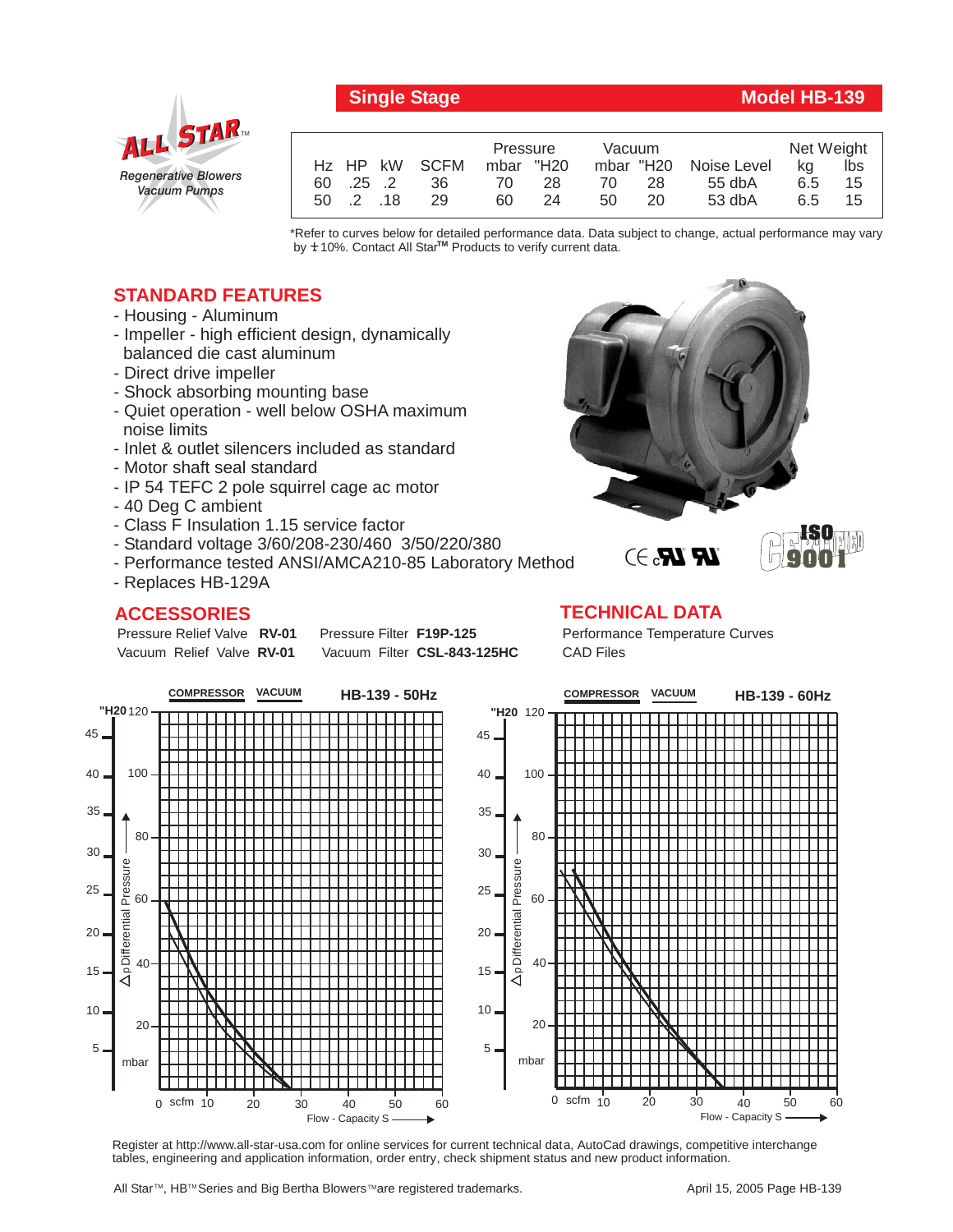## Single Stage — Model HB-139

ALL STAR™ Regenerative Blowers Vacuum Pumps

| Hz | HP | kW | SCFM | Pressure mbar | Pressure "H20 | Vacuum mbar | Vacuum "H20 | Noise Level | Net Weight kg | Net Weight lbs |
|---|---|---|---|---|---|---|---|---|---|---|
| 60 | .25 | .2 | 36 | 70 | 28 | 70 | 28 | 55 dbA | 6.5 | 15 |
| 50 | .2 | .18 | 29 | 60 | 24 | 50 | 20 | 53 dbA | 6.5 | 15 |

*Refer to curves below for detailed performance data. Data subject to change, actual performance may vary by ± 10%. Contact All Star™ Products to verify current data.

## STANDARD FEATURES

- Housing - Aluminum
- Impeller - high efficient design, dynamically balanced die cast aluminum
- Direct drive impeller
- Shock absorbing mounting base
- Quiet operation - well below OSHA maximum noise limits
- Inlet & outlet silencers included as standard
- Motor shaft seal standard
- IP 54 TEFC 2 pole squirrel cage ac motor
- 40 Deg C ambient
- Class F Insulation 1.15 service factor
- Standard voltage 3/60/208-230/460 3/50/220/380
- Performance tested ANSI/AMCA210-85 Laboratory Method
- Replaces HB-129A

## ACCESSORIES

Pressure Relief Valve **RV-01** Pressure Filter **F19P-125**

Vacuum Relief Valve **RV-01** Vacuum Filter **CSL-843-125HC**

## TECHNICAL DATA

Performance Temperature Curves

CAD Files

Register at http://www.all-star-usa.com for online services for current technical data, AutoCad drawings, competitive interchange tables, engineering and application information, order entry, check shipment status and new product information.

All Star™, HB™ Series and Big Bertha Blowers™ are registered trademarks.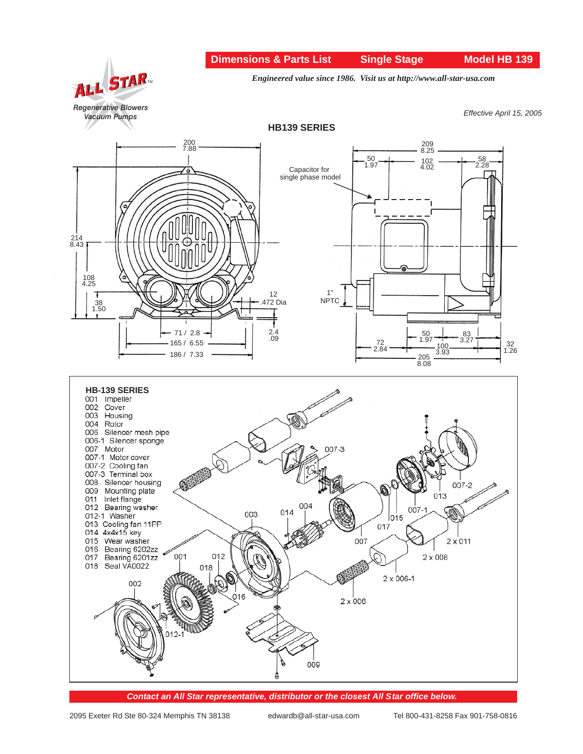**Dimensions & Parts List** **Single Stage** **Model HB 139**

ALL STAR™
*Regenerative Blowers*
*Vacuum Pumps*

***Engineered value since 1986. Visit us at http://www.all-star-usa.com***

*Effective April 15, 2005*

## HB139 SERIES

200
7.88

214
8.43

108
4.25

38
1.50

71 / 2.8

165 / 6.55

186 / 7.33

12
.472 Dia

2.4
.09

Capacitor for single phase model

209
8.25

50
1.97

102
4.02

58
2.28

1"
NPTC

72
2.84

50
1.97

100
3.93

83
3.27

32
1.26

205
8.08

### HB-139 SERIES

- 001 Impeller
- 002 Cover
- 003 Housing
- 004 Rotor
- 006 Silencer mesh pipe
- 006-1 Silencer sponge
- 007 Motor
- 007-1 Motor cover
- 007-2 Cooling fan
- 007-3 Terminal box
- 008 Silencer housing
- 009 Mounting plate
- 011 Inlet flange
- 012 Bearing washer
- 012-1 Washer
- 013 Cooling fan 11PP
- 014 4x4x15 key
- 015 Wear washer
- 016 Bearing 6202zz
- 017 Bearing 6201zz
- 018 Seal VA0022

007-3, 007-2, 013, 007-1, 015, 017, 007, 004, 014, 003, 2 x 011, 2 x 008, 2 x 006-1, 2 x 006, 001, 012, 018, 016, 002, 012-1, 009

***Contact an All Star representative, distributor or the closest All Star office below.***

2095 Exeter Rd Ste 80-324 Memphis TN 38138 edwardb@all-star-usa.com Tel 800-431-8258 Fax 901-758-0816